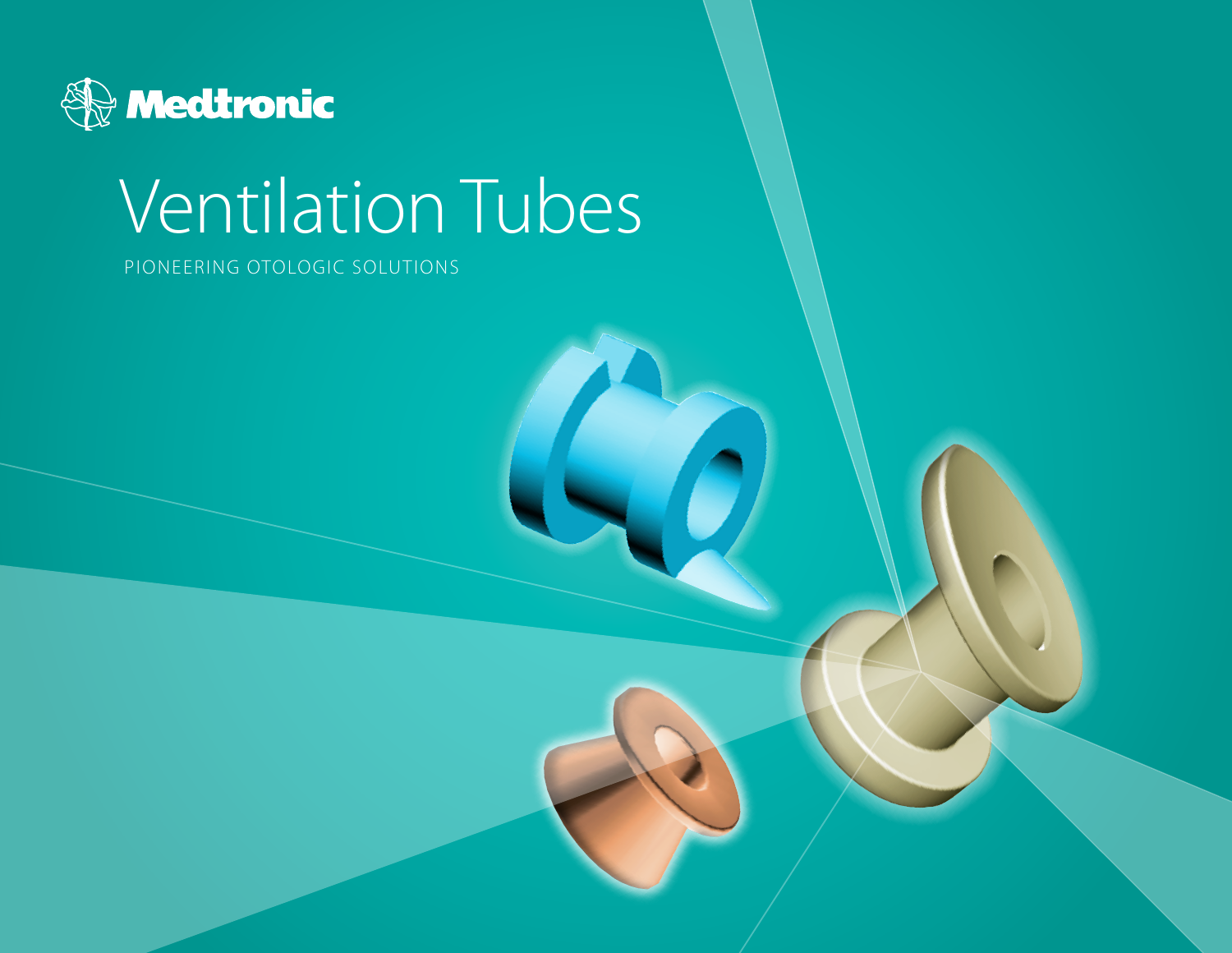Medtronic

# Ventilation Tubes

PIONEERING OTOLOGIC SOLUTIONS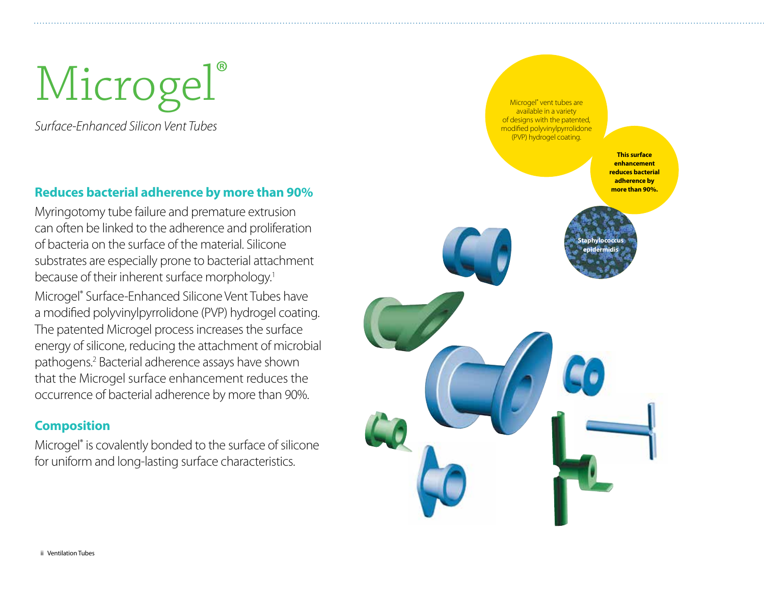# Microgel®

*Surface-Enhanced Silicon Vent Tubes*

## Reduces bacterial adherence by more than 90%

Myringotomy tube failure and premature extrusion can often be linked to the adherence and proliferation of bacteria on the surface of the material. Silicone substrates are especially prone to bacterial attachment because of their inherent surface morphology.[1]

Microgel® Surface-Enhanced Silicone Vent Tubes have a modified polyvinylpyrrolidone (PVP) hydrogel coating. The patented Microgel process increases the surface energy of silicone, reducing the attachment of microbial pathogens.[2] Bacterial adherence assays have shown that the Microgel surface enhancement reduces the occurrence of bacterial adherence by more than 90%.

## Composition

Microgel® is covalently bonded to the surface of silicone for uniform and long-lasting surface characteristics.

Microgel® vent tubes are available in a variety of designs with the patented, modified polyvinylpyrrolidone (PVP) hydrogel coating.

**This surface enhancement reduces bacterial adherence by more than 90%.**

**Staphylococcus epidermidis**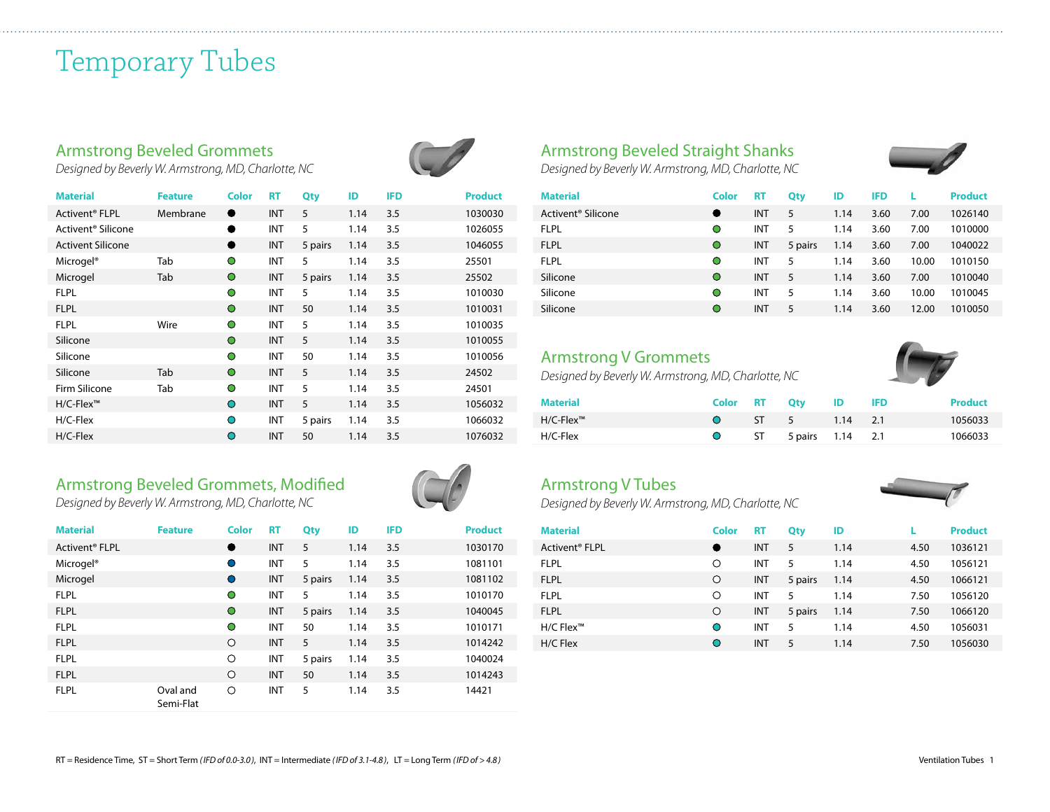# Temporary Tubes

## Armstrong Beveled Grommets

*Designed by Beverly W. Armstrong, MD, Charlotte, NC*

| Material | Feature | Color | RT | Qty | ID | IFD | Product |
|---|---|---|---|---|---|---|---|
| Activent® FLPL | Membrane | ● | INT | 5 | 1.14 | 3.5 | 1030030 |
| Activent® Silicone | | ● | INT | 5 | 1.14 | 3.5 | 1026055 |
| Activent Silicone | | ● | INT | 5 pairs | 1.14 | 3.5 | 1046055 |
| Microgel® | Tab | ● | INT | 5 | 1.14 | 3.5 | 25501 |
| Microgel | Tab | ● | INT | 5 pairs | 1.14 | 3.5 | 25502 |
| FLPL | | ● | INT | 5 | 1.14 | 3.5 | 1010030 |
| FLPL | | ● | INT | 50 | 1.14 | 3.5 | 1010031 |
| FLPL | Wire | ● | INT | 5 | 1.14 | 3.5 | 1010035 |
| Silicone | | ● | INT | 5 | 1.14 | 3.5 | 1010055 |
| Silicone | | ● | INT | 50 | 1.14 | 3.5 | 1010056 |
| Silicone | Tab | ● | INT | 5 | 1.14 | 3.5 | 24502 |
| Firm Silicone | Tab | ● | INT | 5 | 1.14 | 3.5 | 24501 |
| H/C-Flex™ | | ● | INT | 5 | 1.14 | 3.5 | 1056032 |
| H/C-Flex | | ● | INT | 5 pairs | 1.14 | 3.5 | 1066032 |
| H/C-Flex | | ● | INT | 50 | 1.14 | 3.5 | 1076032 |

## Armstrong Beveled Grommets, Modified

*Designed by Beverly W. Armstrong, MD, Charlotte, NC*

| Material | Feature | Color | RT | Qty | ID | IFD | Product |
|---|---|---|---|---|---|---|---|
| Activent® FLPL | | ● | INT | 5 | 1.14 | 3.5 | 1030170 |
| Microgel® | | ● | INT | 5 | 1.14 | 3.5 | 1081101 |
| Microgel | | ● | INT | 5 pairs | 1.14 | 3.5 | 1081102 |
| FLPL | | ● | INT | 5 | 1.14 | 3.5 | 1010170 |
| FLPL | | ● | INT | 5 pairs | 1.14 | 3.5 | 1040045 |
| FLPL | | ● | INT | 50 | 1.14 | 3.5 | 1010171 |
| FLPL | | ○ | INT | 5 | 1.14 | 3.5 | 1014242 |
| FLPL | | ○ | INT | 5 pairs | 1.14 | 3.5 | 1040024 |
| FLPL | | ○ | INT | 50 | 1.14 | 3.5 | 1014243 |
| FLPL | Oval and Semi-Flat | ○ | INT | 5 | 1.14 | 3.5 | 14421 |

## Armstrong Beveled Straight Shanks

*Designed by Beverly W. Armstrong, MD, Charlotte, NC*

| Material | Color | RT | Qty | ID | IFD | L | Product |
|---|---|---|---|---|---|---|---|
| Activent® Silicone | ● | INT | 5 | 1.14 | 3.60 | 7.00 | 1026140 |
| FLPL | ● | INT | 5 | 1.14 | 3.60 | 7.00 | 1010000 |
| FLPL | ● | INT | 5 pairs | 1.14 | 3.60 | 7.00 | 1040022 |
| FLPL | ● | INT | 5 | 1.14 | 3.60 | 10.00 | 1010150 |
| Silicone | ● | INT | 5 | 1.14 | 3.60 | 7.00 | 1010040 |
| Silicone | ● | INT | 5 | 1.14 | 3.60 | 10.00 | 1010045 |
| Silicone | ● | INT | 5 | 1.14 | 3.60 | 12.00 | 1010050 |

## Armstrong V Grommets

*Designed by Beverly W. Armstrong, MD, Charlotte, NC*

| Material | Color | RT | Qty | ID | IFD | Product |
|---|---|---|---|---|---|---|
| H/C-Flex™ | ● | ST | 5 | 1.14 | 2.1 | 1056033 |
| H/C-Flex | ● | ST | 5 pairs | 1.14 | 2.1 | 1066033 |

## Armstrong V Tubes

*Designed by Beverly W. Armstrong, MD, Charlotte, NC*

| Material | Color | RT | Qty | ID | L | Product |
|---|---|---|---|---|---|---|
| Activent® FLPL | ● | INT | 5 | 1.14 | 4.50 | 1036121 |
| FLPL | ○ | INT | 5 | 1.14 | 4.50 | 1056121 |
| FLPL | ○ | INT | 5 pairs | 1.14 | 4.50 | 1066121 |
| FLPL | ○ | INT | 5 | 1.14 | 7.50 | 1056120 |
| FLPL | ○ | INT | 5 pairs | 1.14 | 7.50 | 1066120 |
| H/C Flex™ | ● | INT | 5 | 1.14 | 4.50 | 1056031 |
| H/C Flex | ● | INT | 5 | 1.14 | 7.50 | 1056030 |

RT = Residence Time, ST = Short Term *(IFD of 0.0-3.0)*, INT = Intermediate *(IFD of 3.1-4.8)*, LT = Long Term *(IFD of > 4.8)*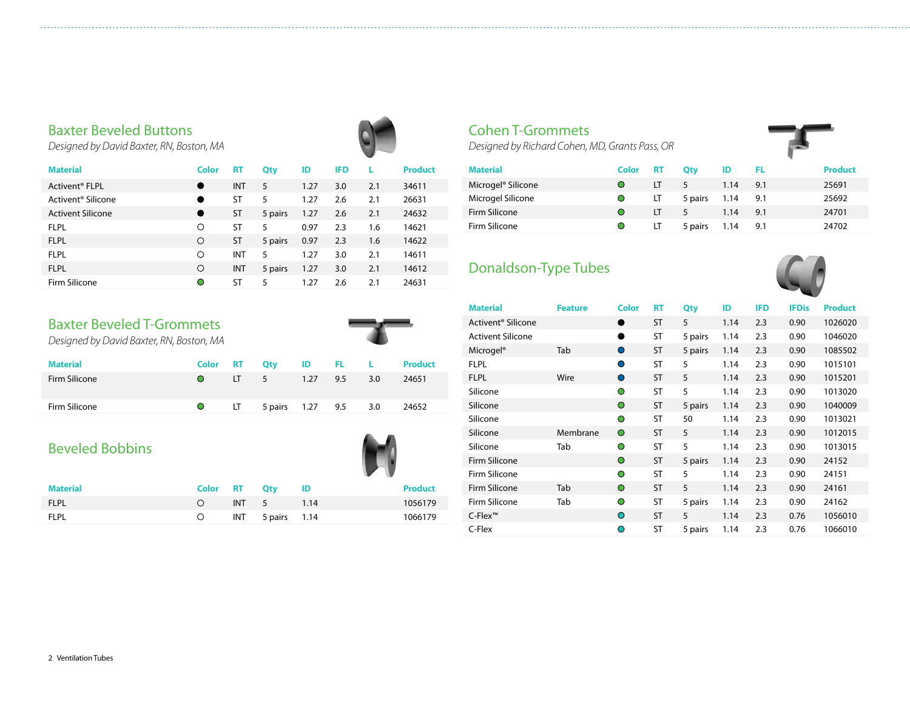## Baxter Beveled Buttons

*Designed by David Baxter, RN, Boston, MA*

| Material | Color | RT | Qty | ID | IFD | L | Product |
|---|---|---|---|---|---|---|---|
| Activent® FLPL | ● | INT | 5 | 1.27 | 3.0 | 2.1 | 34611 |
| Activent® Silicone | ● | ST | 5 | 1.27 | 2.6 | 2.1 | 26631 |
| Activent Silicone | ● | ST | 5 pairs | 1.27 | 2.6 | 2.1 | 24632 |
| FLPL | ○ | ST | 5 | 0.97 | 2.3 | 1.6 | 14621 |
| FLPL | ○ | ST | 5 pairs | 0.97 | 2.3 | 1.6 | 14622 |
| FLPL | ○ | INT | 5 | 1.27 | 3.0 | 2.1 | 14611 |
| FLPL | ○ | INT | 5 pairs | 1.27 | 3.0 | 2.1 | 14612 |
| Firm Silicone | ● | ST | 5 | 1.27 | 2.6 | 2.1 | 24631 |

## Baxter Beveled T-Grommets

*Designed by David Baxter, RN, Boston, MA*

| Material | Color | RT | Qty | ID | FL | L | Product |
|---|---|---|---|---|---|---|---|
| Firm Silicone | ● | LT | 5 | 1.27 | 9.5 | 3.0 | 24651 |
| Firm Silicone | ● | LT | 5 pairs | 1.27 | 9.5 | 3.0 | 24652 |

## Beveled Bobbins

| Material | Color | RT | Qty | ID | Product |
|---|---|---|---|---|---|
| FLPL | ○ | INT | 5 | 1.14 | 1056179 |
| FLPL | ○ | INT | 5 pairs | 1.14 | 1066179 |

## Cohen T-Grommets

*Designed by Richard Cohen, MD, Grants Pass, OR*

| Material | Color | RT | Qty | ID | FL | Product |
|---|---|---|---|---|---|---|
| Microgel® Silicone | ● | LT | 5 | 1.14 | 9.1 | 25691 |
| Microgel Silicone | ● | LT | 5 pairs | 1.14 | 9.1 | 25692 |
| Firm Silicone | ● | LT | 5 | 1.14 | 9.1 | 24701 |
| Firm Silicone | ● | LT | 5 pairs | 1.14 | 9.1 | 24702 |

## Donaldson-Type Tubes

| Material | Feature | Color | RT | Qty | ID | IFD | IFDis | Product |
|---|---|---|---|---|---|---|---|---|
| Activent® Silicone | | ● | ST | 5 | 1.14 | 2.3 | 0.90 | 1026020 |
| Activent Silicone | | ● | ST | 5 pairs | 1.14 | 2.3 | 0.90 | 1046020 |
| Microgel® | Tab | ● | ST | 5 pairs | 1.14 | 2.3 | 0.90 | 1085502 |
| FLPL | | ● | ST | 5 | 1.14 | 2.3 | 0.90 | 1015101 |
| FLPL | Wire | ● | ST | 5 | 1.14 | 2.3 | 0.90 | 1015201 |
| Silicone | | ● | ST | 5 | 1.14 | 2.3 | 0.90 | 1013020 |
| Silicone | | ● | ST | 5 pairs | 1.14 | 2.3 | 0.90 | 1040009 |
| Silicone | | ● | ST | 50 | 1.14 | 2.3 | 0.90 | 1013021 |
| Silicone | Membrane | ● | ST | 5 | 1.14 | 2.3 | 0.90 | 1012015 |
| Silicone | Tab | ● | ST | 5 | 1.14 | 2.3 | 0.90 | 1013015 |
| Firm Silicone | | ● | ST | 5 pairs | 1.14 | 2.3 | 0.90 | 24152 |
| Firm Silicone | | ● | ST | 5 | 1.14 | 2.3 | 0.90 | 24151 |
| Firm Silicone | Tab | ● | ST | 5 | 1.14 | 2.3 | 0.90 | 24161 |
| Firm Silicone | Tab | ● | ST | 5 pairs | 1.14 | 2.3 | 0.90 | 24162 |
| C-Flex™ | | ● | ST | 5 | 1.14 | 2.3 | 0.76 | 1056010 |
| C-Flex | | ● | ST | 5 pairs | 1.14 | 2.3 | 0.76 | 1066010 |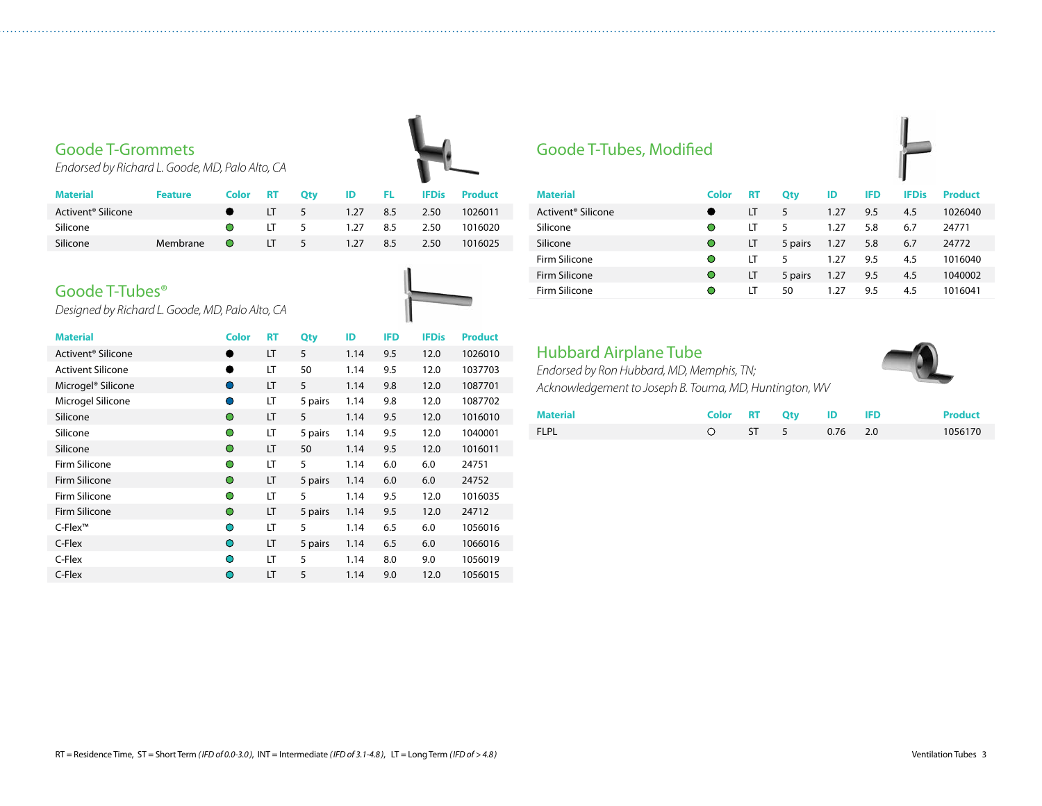## Goode T-Grommets

*Endorsed by Richard L. Goode, MD, Palo Alto, CA*

| Material | Feature | Color | RT | Qty | ID | FL | IFDis | Product |
|---|---|---|---|---|---|---|---|---|
| Activent® Silicone | | ● | LT | 5 | 1.27 | 8.5 | 2.50 | 1026011 |
| Silicone | | ● | LT | 5 | 1.27 | 8.5 | 2.50 | 1016020 |
| Silicone | Membrane | ● | LT | 5 | 1.27 | 8.5 | 2.50 | 1016025 |

## Goode T-Tubes®

*Designed by Richard L. Goode, MD, Palo Alto, CA*

| Material | Color | RT | Qty | ID | IFD | IFDis | Product |
|---|---|---|---|---|---|---|---|
| Activent® Silicone | ● | LT | 5 | 1.14 | 9.5 | 12.0 | 1026010 |
| Activent Silicone | ● | LT | 50 | 1.14 | 9.5 | 12.0 | 1037703 |
| Microgel® Silicone | ● | LT | 5 | 1.14 | 9.8 | 12.0 | 1087701 |
| Microgel Silicone | ● | LT | 5 pairs | 1.14 | 9.8 | 12.0 | 1087702 |
| Silicone | ● | LT | 5 | 1.14 | 9.5 | 12.0 | 1016010 |
| Silicone | ● | LT | 5 pairs | 1.14 | 9.5 | 12.0 | 1040001 |
| Silicone | ● | LT | 50 | 1.14 | 9.5 | 12.0 | 1016011 |
| Firm Silicone | ● | LT | 5 | 1.14 | 6.0 | 6.0 | 24751 |
| Firm Silicone | ● | LT | 5 pairs | 1.14 | 6.0 | 6.0 | 24752 |
| Firm Silicone | ● | LT | 5 | 1.14 | 9.5 | 12.0 | 1016035 |
| Firm Silicone | ● | LT | 5 pairs | 1.14 | 9.5 | 12.0 | 24712 |
| C-Flex™ | ● | LT | 5 | 1.14 | 6.5 | 6.0 | 1056016 |
| C-Flex | ● | LT | 5 pairs | 1.14 | 6.5 | 6.0 | 1066016 |
| C-Flex | ● | LT | 5 | 1.14 | 8.0 | 9.0 | 1056019 |
| C-Flex | ● | LT | 5 | 1.14 | 9.0 | 12.0 | 1056015 |

## Goode T-Tubes, Modified

| Material | Color | RT | Qty | ID | IFD | IFDis | Product |
|---|---|---|---|---|---|---|---|
| Activent® Silicone | ● | LT | 5 | 1.27 | 9.5 | 4.5 | 1026040 |
| Silicone | ● | LT | 5 | 1.27 | 5.8 | 6.7 | 24771 |
| Silicone | ● | LT | 5 pairs | 1.27 | 5.8 | 6.7 | 24772 |
| Firm Silicone | ● | LT | 5 | 1.27 | 9.5 | 4.5 | 1016040 |
| Firm Silicone | ● | LT | 5 pairs | 1.27 | 9.5 | 4.5 | 1040002 |
| Firm Silicone | ● | LT | 50 | 1.27 | 9.5 | 4.5 | 1016041 |

## Hubbard Airplane Tube

*Endorsed by Ron Hubbard, MD, Memphis, TN;*
*Acknowledgement to Joseph B. Touma, MD, Huntington, WV*

| Material | Color | RT | Qty | ID | IFD | Product |
|---|---|---|---|---|---|---|
| FLPL | ○ | ST | 5 | 0.76 | 2.0 | 1056170 |

RT = Residence Time, ST = Short Term *(IFD of 0.0-3.0)*, INT = Intermediate *(IFD of 3.1-4.8)*, LT = Long Term *(IFD of > 4.8)*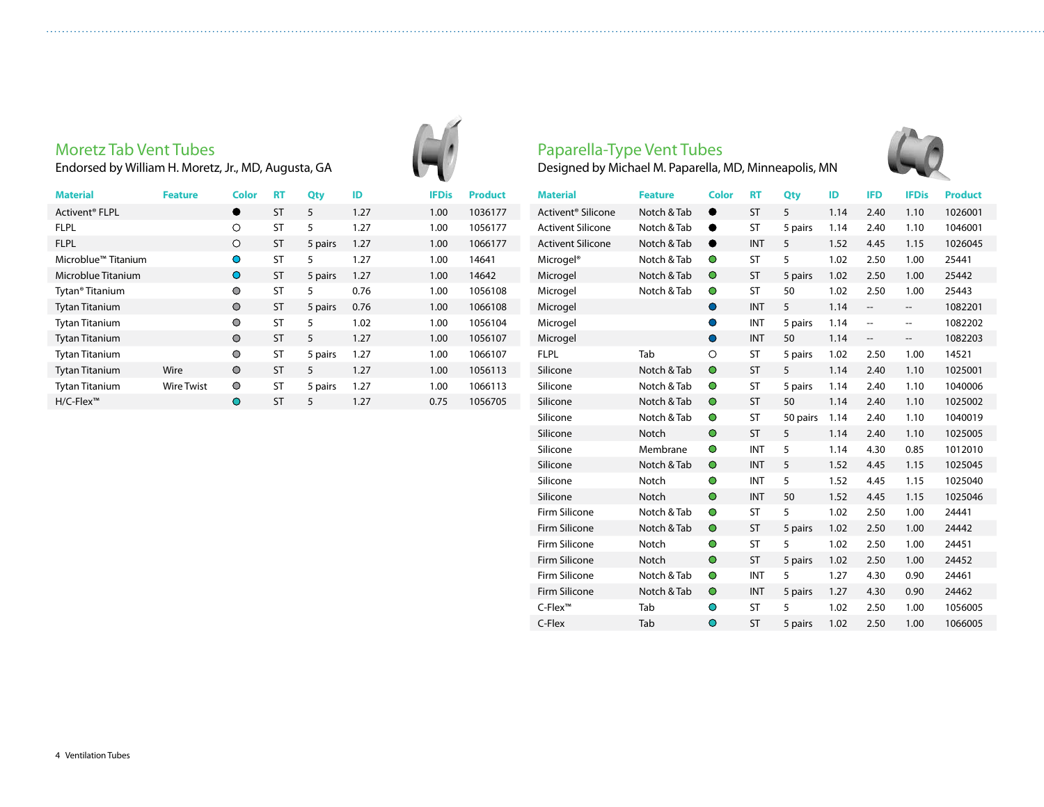## Moretz Tab Vent Tubes

Endorsed by William H. Moretz, Jr., MD, Augusta, GA

| Material | Feature | Color | RT | Qty | ID | IFDis | Product |
|---|---|---|---|---|---|---|---|
| Activent® FLPL | | ● | ST | 5 | 1.27 | 1.00 | 1036177 |
| FLPL | | ○ | ST | 5 | 1.27 | 1.00 | 1056177 |
| FLPL | | ○ | ST | 5 pairs | 1.27 | 1.00 | 1066177 |
| Microblue™ Titanium | | ● | ST | 5 | 1.27 | 1.00 | 14641 |
| Microblue Titanium | | ● | ST | 5 pairs | 1.27 | 1.00 | 14642 |
| Tytan® Titanium | | ● | ST | 5 | 0.76 | 1.00 | 1056108 |
| Tytan Titanium | | ● | ST | 5 pairs | 0.76 | 1.00 | 1066108 |
| Tytan Titanium | | ● | ST | 5 | 1.02 | 1.00 | 1056104 |
| Tytan Titanium | | ● | ST | 5 | 1.27 | 1.00 | 1056107 |
| Tytan Titanium | | ● | ST | 5 pairs | 1.27 | 1.00 | 1066107 |
| Tytan Titanium | Wire | ● | ST | 5 | 1.27 | 1.00 | 1056113 |
| Tytan Titanium | Wire Twist | ● | ST | 5 pairs | 1.27 | 1.00 | 1066113 |
| H/C-Flex™ | | ● | ST | 5 | 1.27 | 0.75 | 1056705 |

## Paparella-Type Vent Tubes

Designed by Michael M. Paparella, MD, Minneapolis, MN

| Material | Feature | Color | RT | Qty | ID | IFD | IFDis | Product |
|---|---|---|---|---|---|---|---|---|
| Activent® Silicone | Notch & Tab | ● | ST | 5 | 1.14 | 2.40 | 1.10 | 1026001 |
| Activent Silicone | Notch & Tab | ● | ST | 5 pairs | 1.14 | 2.40 | 1.10 | 1046001 |
| Activent Silicone | Notch & Tab | ● | INT | 5 | 1.52 | 4.45 | 1.15 | 1026045 |
| Microgel® | Notch & Tab | ● | ST | 5 | 1.02 | 2.50 | 1.00 | 25441 |
| Microgel | Notch & Tab | ● | ST | 5 pairs | 1.02 | 2.50 | 1.00 | 25442 |
| Microgel | Notch & Tab | ● | ST | 50 | 1.02 | 2.50 | 1.00 | 25443 |
| Microgel | | ● | INT | 5 | 1.14 | -- | -- | 1082201 |
| Microgel | | ● | INT | 5 pairs | 1.14 | -- | -- | 1082202 |
| Microgel | | ● | INT | 50 | 1.14 | -- | -- | 1082203 |
| FLPL | Tab | ○ | ST | 5 pairs | 1.02 | 2.50 | 1.00 | 14521 |
| Silicone | Notch & Tab | ● | ST | 5 | 1.14 | 2.40 | 1.10 | 1025001 |
| Silicone | Notch & Tab | ● | ST | 5 pairs | 1.14 | 2.40 | 1.10 | 1040006 |
| Silicone | Notch & Tab | ● | ST | 50 | 1.14 | 2.40 | 1.10 | 1025002 |
| Silicone | Notch & Tab | ● | ST | 50 pairs | 1.14 | 2.40 | 1.10 | 1040019 |
| Silicone | Notch | ● | ST | 5 | 1.14 | 2.40 | 1.10 | 1025005 |
| Silicone | Membrane | ● | INT | 5 | 1.14 | 4.30 | 0.85 | 1012010 |
| Silicone | Notch & Tab | ● | INT | 5 | 1.52 | 4.45 | 1.15 | 1025045 |
| Silicone | Notch | ● | INT | 5 | 1.52 | 4.45 | 1.15 | 1025040 |
| Silicone | Notch | ● | INT | 50 | 1.52 | 4.45 | 1.15 | 1025046 |
| Firm Silicone | Notch & Tab | ● | ST | 5 | 1.02 | 2.50 | 1.00 | 24441 |
| Firm Silicone | Notch & Tab | ● | ST | 5 pairs | 1.02 | 2.50 | 1.00 | 24442 |
| Firm Silicone | Notch | ● | ST | 5 | 1.02 | 2.50 | 1.00 | 24451 |
| Firm Silicone | Notch | ● | ST | 5 pairs | 1.02 | 2.50 | 1.00 | 24452 |
| Firm Silicone | Notch & Tab | ● | INT | 5 | 1.27 | 4.30 | 0.90 | 24461 |
| Firm Silicone | Notch & Tab | ● | INT | 5 pairs | 1.27 | 4.30 | 0.90 | 24462 |
| C-Flex™ | Tab | ● | ST | 5 | 1.02 | 2.50 | 1.00 | 1056005 |
| C-Flex | Tab | ● | ST | 5 pairs | 1.02 | 2.50 | 1.00 | 1066005 |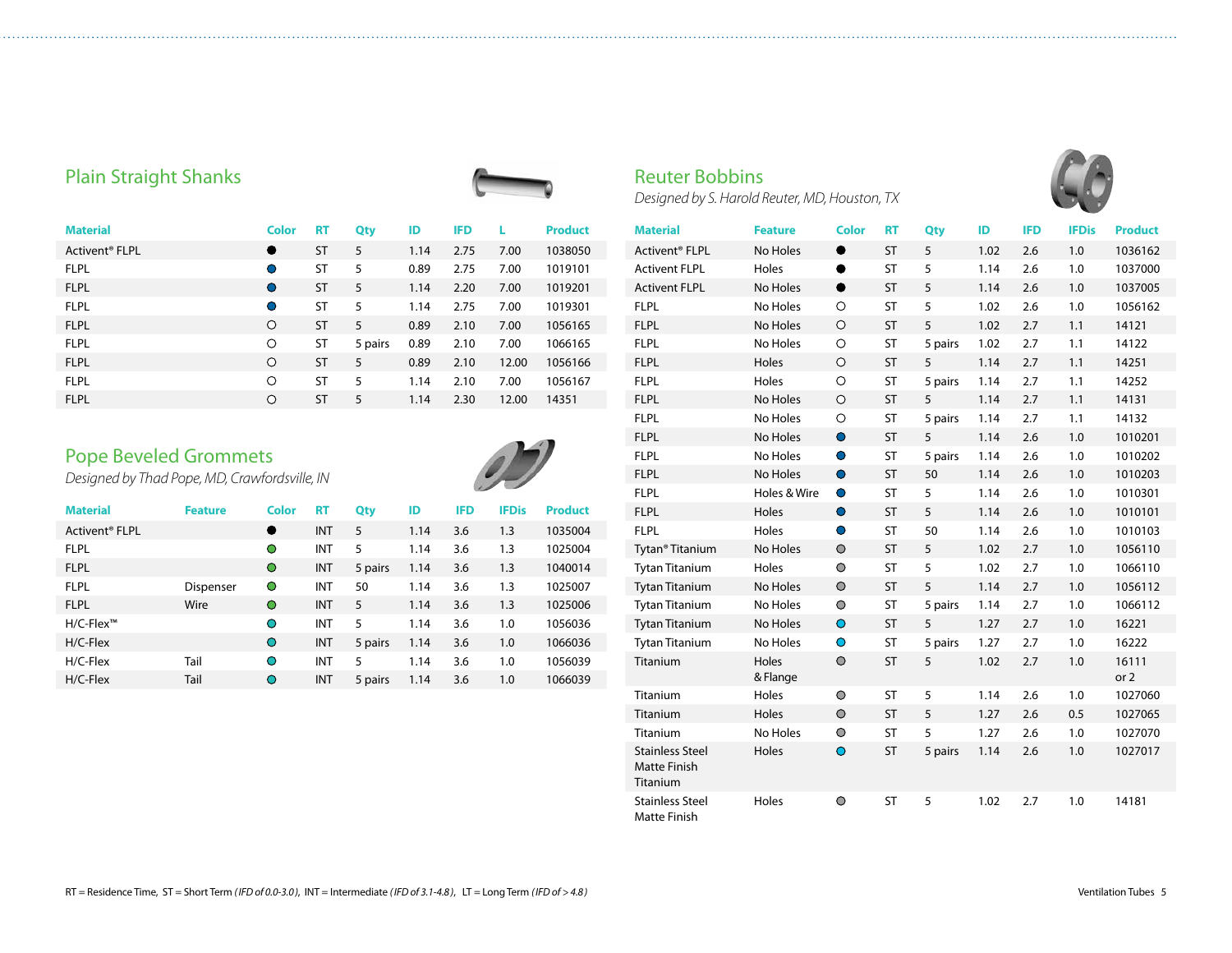## Plain Straight Shanks

| Material | Color | RT | Qty | ID | IFD | L | Product |
|---|---|---|---|---|---|---|---|
| Activent® FLPL | ● | ST | 5 | 1.14 | 2.75 | 7.00 | 1038050 |
| FLPL | ● | ST | 5 | 0.89 | 2.75 | 7.00 | 1019101 |
| FLPL | ● | ST | 5 | 1.14 | 2.20 | 7.00 | 1019201 |
| FLPL | ● | ST | 5 | 1.14 | 2.75 | 7.00 | 1019301 |
| FLPL | ○ | ST | 5 | 0.89 | 2.10 | 7.00 | 1056165 |
| FLPL | ○ | ST | 5 pairs | 0.89 | 2.10 | 7.00 | 1066165 |
| FLPL | ○ | ST | 5 | 0.89 | 2.10 | 12.00 | 1056166 |
| FLPL | ○ | ST | 5 | 1.14 | 2.10 | 7.00 | 1056167 |
| FLPL | ○ | ST | 5 | 1.14 | 2.30 | 12.00 | 14351 |

## Pope Beveled Grommets

*Designed by Thad Pope, MD, Crawfordsville, IN*

| Material | Feature | Color | RT | Qty | ID | IFD | IFDis | Product |
|---|---|---|---|---|---|---|---|---|
| Activent® FLPL | | ● | INT | 5 | 1.14 | 3.6 | 1.3 | 1035004 |
| FLPL | | ● | INT | 5 | 1.14 | 3.6 | 1.3 | 1025004 |
| FLPL | | ● | INT | 5 pairs | 1.14 | 3.6 | 1.3 | 1040014 |
| FLPL | Dispenser | ● | INT | 50 | 1.14 | 3.6 | 1.3 | 1025007 |
| FLPL | Wire | ● | INT | 5 | 1.14 | 3.6 | 1.3 | 1025006 |
| H/C-Flex™ | | ● | INT | 5 | 1.14 | 3.6 | 1.0 | 1056036 |
| H/C-Flex | | ● | INT | 5 pairs | 1.14 | 3.6 | 1.0 | 1066036 |
| H/C-Flex | Tail | ● | INT | 5 | 1.14 | 3.6 | 1.0 | 1056039 |
| H/C-Flex | Tail | ● | INT | 5 pairs | 1.14 | 3.6 | 1.0 | 1066039 |

## Reuter Bobbins

*Designed by S. Harold Reuter, MD, Houston, TX*

| Material | Feature | Color | RT | Qty | ID | IFD | IFDis | Product |
|---|---|---|---|---|---|---|---|---|
| Activent® FLPL | No Holes | ● | ST | 5 | 1.02 | 2.6 | 1.0 | 1036162 |
| Activent FLPL | Holes | ● | ST | 5 | 1.14 | 2.6 | 1.0 | 1037000 |
| Activent FLPL | No Holes | ● | ST | 5 | 1.14 | 2.6 | 1.0 | 1037005 |
| FLPL | No Holes | ○ | ST | 5 | 1.02 | 2.6 | 1.0 | 1056162 |
| FLPL | No Holes | ○ | ST | 5 | 1.02 | 2.7 | 1.1 | 14121 |
| FLPL | No Holes | ○ | ST | 5 pairs | 1.02 | 2.7 | 1.1 | 14122 |
| FLPL | Holes | ○ | ST | 5 | 1.14 | 2.7 | 1.1 | 14251 |
| FLPL | Holes | ○ | ST | 5 pairs | 1.14 | 2.7 | 1.1 | 14252 |
| FLPL | No Holes | ○ | ST | 5 | 1.14 | 2.7 | 1.1 | 14131 |
| FLPL | No Holes | ○ | ST | 5 pairs | 1.14 | 2.7 | 1.1 | 14132 |
| FLPL | No Holes | ● | ST | 5 | 1.14 | 2.6 | 1.0 | 1010201 |
| FLPL | No Holes | ● | ST | 5 pairs | 1.14 | 2.6 | 1.0 | 1010202 |
| FLPL | No Holes | ● | ST | 50 | 1.14 | 2.6 | 1.0 | 1010203 |
| FLPL | Holes & Wire | ● | ST | 5 | 1.14 | 2.6 | 1.0 | 1010301 |
| FLPL | Holes | ● | ST | 5 | 1.14 | 2.6 | 1.0 | 1010101 |
| FLPL | Holes | ● | ST | 50 | 1.14 | 2.6 | 1.0 | 1010103 |
| Tytan® Titanium | No Holes | ● | ST | 5 | 1.02 | 2.7 | 1.0 | 1056110 |
| Tytan Titanium | Holes | ● | ST | 5 | 1.02 | 2.7 | 1.0 | 1066110 |
| Tytan Titanium | No Holes | ● | ST | 5 | 1.14 | 2.7 | 1.0 | 1056112 |
| Tytan Titanium | No Holes | ● | ST | 5 pairs | 1.14 | 2.7 | 1.0 | 1066112 |
| Tytan Titanium | No Holes | ● | ST | 5 | 1.27 | 2.7 | 1.0 | 16221 |
| Tytan Titanium | No Holes | ● | ST | 5 pairs | 1.27 | 2.7 | 1.0 | 16222 |
| Titanium | Holes & Flange | ● | ST | 5 | 1.02 | 2.7 | 1.0 | 16111 or 2 |
| Titanium | Holes | ● | ST | 5 | 1.14 | 2.6 | 1.0 | 1027060 |
| Titanium | Holes | ● | ST | 5 | 1.27 | 2.6 | 0.5 | 1027065 |
| Titanium | No Holes | ● | ST | 5 | 1.27 | 2.6 | 1.0 | 1027070 |
| Stainless Steel Matte Finish Titanium | Holes | ● | ST | 5 pairs | 1.14 | 2.6 | 1.0 | 1027017 |
| Stainless Steel Matte Finish | Holes | ● | ST | 5 | 1.02 | 2.7 | 1.0 | 14181 |

RT = Residence Time, ST = Short Term *(IFD of 0.0-3.0)*, INT = Intermediate *(IFD of 3.1-4.8)*, LT = Long Term *(IFD of > 4.8)*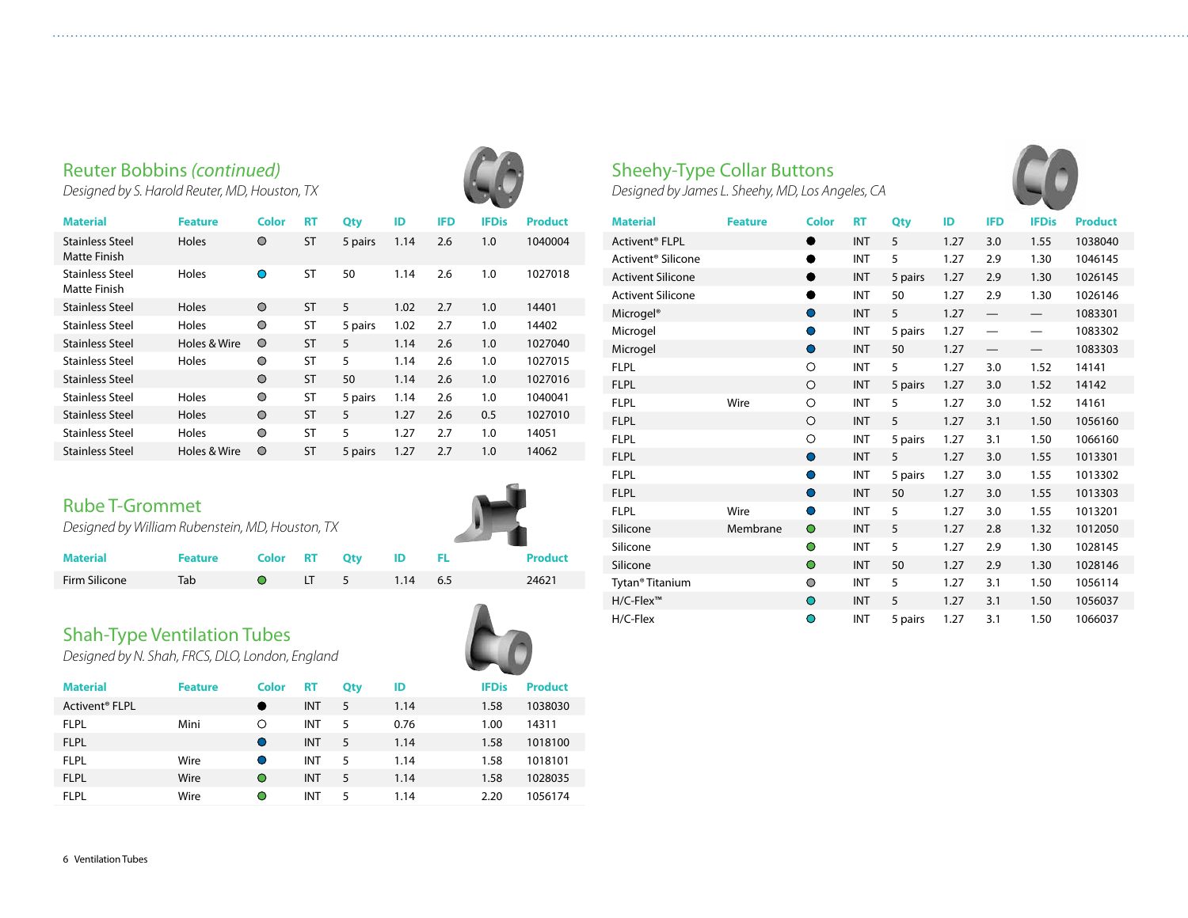## Reuter Bobbins *(continued)*

*Designed by S. Harold Reuter, MD, Houston, TX*

| Material | Feature | Color | RT | Qty | ID | IFD | IFDis | Product |
|---|---|---|---|---|---|---|---|---|
| Stainless Steel Matte Finish | Holes | ● | ST | 5 pairs | 1.14 | 2.6 | 1.0 | 1040004 |
| Stainless Steel Matte Finish | Holes | ● | ST | 50 | 1.14 | 2.6 | 1.0 | 1027018 |
| Stainless Steel | Holes | ● | ST | 5 | 1.02 | 2.7 | 1.0 | 14401 |
| Stainless Steel | Holes | ● | ST | 5 pairs | 1.02 | 2.7 | 1.0 | 14402 |
| Stainless Steel | Holes & Wire | ● | ST | 5 | 1.14 | 2.6 | 1.0 | 1027040 |
| Stainless Steel | Holes | ● | ST | 5 | 1.14 | 2.6 | 1.0 | 1027015 |
| Stainless Steel | | ● | ST | 50 | 1.14 | 2.6 | 1.0 | 1027016 |
| Stainless Steel | Holes | ● | ST | 5 pairs | 1.14 | 2.6 | 1.0 | 1040041 |
| Stainless Steel | Holes | ● | ST | 5 | 1.27 | 2.6 | 0.5 | 1027010 |
| Stainless Steel | Holes | ● | ST | 5 | 1.27 | 2.7 | 1.0 | 14051 |
| Stainless Steel | Holes & Wire | ● | ST | 5 pairs | 1.27 | 2.7 | 1.0 | 14062 |

## Rube T-Grommet

*Designed by William Rubenstein, MD, Houston, TX*

| Material | Feature | Color | RT | Qty | ID | FL | Product |
|---|---|---|---|---|---|---|---|
| Firm Silicone | Tab | ● | LT | 5 | 1.14 | 6.5 | 24621 |

## Shah-Type Ventilation Tubes

*Designed by N. Shah, FRCS, DLO, London, England*

| Material | Feature | Color | RT | Qty | ID | IFDis | Product |
|---|---|---|---|---|---|---|---|
| Activent® FLPL | | ● | INT | 5 | 1.14 | 1.58 | 1038030 |
| FLPL | Mini | ○ | INT | 5 | 0.76 | 1.00 | 14311 |
| FLPL | | ● | INT | 5 | 1.14 | 1.58 | 1018100 |
| FLPL | Wire | ● | INT | 5 | 1.14 | 1.58 | 1018101 |
| FLPL | Wire | ● | INT | 5 | 1.14 | 1.58 | 1028035 |
| FLPL | Wire | ● | INT | 5 | 1.14 | 2.20 | 1056174 |

## Sheehy-Type Collar Buttons

*Designed by James L. Sheehy, MD, Los Angeles, CA*

| Material | Feature | Color | RT | Qty | ID | IFD | IFDis | Product |
|---|---|---|---|---|---|---|---|---|
| Activent® FLPL | | ● | INT | 5 | 1.27 | 3.0 | 1.55 | 1038040 |
| Activent® Silicone | | ● | INT | 5 | 1.27 | 2.9 | 1.30 | 1046145 |
| Activent Silicone | | ● | INT | 5 pairs | 1.27 | 2.9 | 1.30 | 1026145 |
| Activent Silicone | | ● | INT | 50 | 1.27 | 2.9 | 1.30 | 1026146 |
| Microgel® | | ● | INT | 5 | 1.27 | — | — | 1083301 |
| Microgel | | ● | INT | 5 pairs | 1.27 | — | — | 1083302 |
| Microgel | | ● | INT | 50 | 1.27 | — | — | 1083303 |
| FLPL | | ○ | INT | 5 | 1.27 | 3.0 | 1.52 | 14141 |
| FLPL | | ○ | INT | 5 pairs | 1.27 | 3.0 | 1.52 | 14142 |
| FLPL | Wire | ○ | INT | 5 | 1.27 | 3.0 | 1.52 | 14161 |
| FLPL | | ○ | INT | 5 | 1.27 | 3.1 | 1.50 | 1056160 |
| FLPL | | ○ | INT | 5 pairs | 1.27 | 3.1 | 1.50 | 1066160 |
| FLPL | | ● | INT | 5 | 1.27 | 3.0 | 1.55 | 1013301 |
| FLPL | | ● | INT | 5 pairs | 1.27 | 3.0 | 1.55 | 1013302 |
| FLPL | | ● | INT | 50 | 1.27 | 3.0 | 1.55 | 1013303 |
| FLPL | Wire | ● | INT | 5 | 1.27 | 3.0 | 1.55 | 1013201 |
| Silicone | Membrane | ● | INT | 5 | 1.27 | 2.8 | 1.32 | 1012050 |
| Silicone | | ● | INT | 5 | 1.27 | 2.9 | 1.30 | 1028145 |
| Silicone | | ● | INT | 50 | 1.27 | 2.9 | 1.30 | 1028146 |
| Tytan® Titanium | | ● | INT | 5 | 1.27 | 3.1 | 1.50 | 1056114 |
| H/C-Flex™ | | ● | INT | 5 | 1.27 | 3.1 | 1.50 | 1056037 |
| H/C-Flex | | ● | INT | 5 pairs | 1.27 | 3.1 | 1.50 | 1066037 |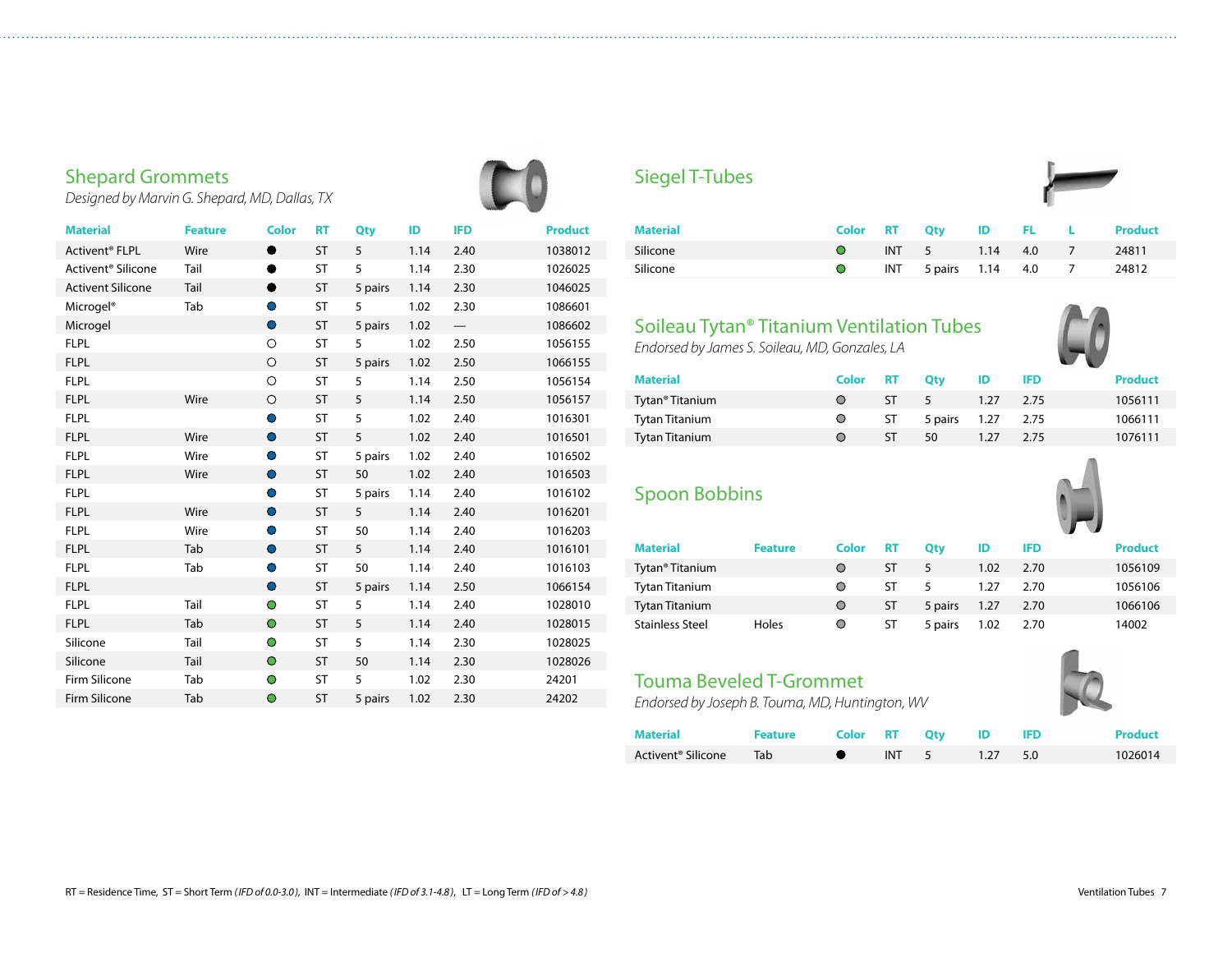## Shepard Grommets

*Designed by Marvin G. Shepard, MD, Dallas, TX*

| Material | Feature | Color | RT | Qty | ID | IFD | Product |
|---|---|---|---|---|---|---|---|
| Activent® FLPL | Wire | ● | ST | 5 | 1.14 | 2.40 | 1038012 |
| Activent® Silicone | Tail | ● | ST | 5 | 1.14 | 2.30 | 1026025 |
| Activent Silicone | Tail | ● | ST | 5 pairs | 1.14 | 2.30 | 1046025 |
| Microgel® | Tab | ● | ST | 5 | 1.02 | 2.30 | 1086601 |
| Microgel | | ● | ST | 5 pairs | 1.02 | — | 1086602 |
| FLPL | | ○ | ST | 5 | 1.02 | 2.50 | 1056155 |
| FLPL | | ○ | ST | 5 pairs | 1.02 | 2.50 | 1066155 |
| FLPL | | ○ | ST | 5 | 1.14 | 2.50 | 1056154 |
| FLPL | Wire | ○ | ST | 5 | 1.14 | 2.50 | 1056157 |
| FLPL | | ● | ST | 5 | 1.02 | 2.40 | 1016301 |
| FLPL | Wire | ● | ST | 5 | 1.02 | 2.40 | 1016501 |
| FLPL | Wire | ● | ST | 5 pairs | 1.02 | 2.40 | 1016502 |
| FLPL | Wire | ● | ST | 50 | 1.02 | 2.40 | 1016503 |
| FLPL | | ● | ST | 5 pairs | 1.14 | 2.40 | 1016102 |
| FLPL | Wire | ● | ST | 5 | 1.14 | 2.40 | 1016201 |
| FLPL | Wire | ● | ST | 50 | 1.14 | 2.40 | 1016203 |
| FLPL | Tab | ● | ST | 5 | 1.14 | 2.40 | 1016101 |
| FLPL | Tab | ● | ST | 50 | 1.14 | 2.40 | 1016103 |
| FLPL | | ● | ST | 5 pairs | 1.14 | 2.50 | 1066154 |
| FLPL | Tail | ● | ST | 5 | 1.14 | 2.40 | 1028010 |
| FLPL | Tab | ● | ST | 5 | 1.14 | 2.40 | 1028015 |
| Silicone | Tail | ● | ST | 5 | 1.14 | 2.30 | 1028025 |
| Silicone | Tail | ● | ST | 50 | 1.14 | 2.30 | 1028026 |
| Firm Silicone | Tab | ● | ST | 5 | 1.02 | 2.30 | 24201 |
| Firm Silicone | Tab | ● | ST | 5 pairs | 1.02 | 2.30 | 24202 |

## Siegel T-Tubes

| Material | Color | RT | Qty | ID | FL | L | Product |
|---|---|---|---|---|---|---|---|
| Silicone | ● | INT | 5 | 1.14 | 4.0 | 7 | 24811 |
| Silicone | ● | INT | 5 pairs | 1.14 | 4.0 | 7 | 24812 |

## Soileau Tytan® Titanium Ventilation Tubes

*Endorsed by James S. Soileau, MD, Gonzales, LA*

| Material | Color | RT | Qty | ID | IFD | Product |
|---|---|---|---|---|---|---|
| Tytan® Titanium | ● | ST | 5 | 1.27 | 2.75 | 1056111 |
| Tytan Titanium | ● | ST | 5 pairs | 1.27 | 2.75 | 1066111 |
| Tytan Titanium | ● | ST | 50 | 1.27 | 2.75 | 1076111 |

## Spoon Bobbins

| Material | Feature | Color | RT | Qty | ID | IFD | Product |
|---|---|---|---|---|---|---|---|
| Tytan® Titanium | | ● | ST | 5 | 1.02 | 2.70 | 1056109 |
| Tytan Titanium | | ● | ST | 5 | 1.27 | 2.70 | 1056106 |
| Tytan Titanium | | ● | ST | 5 pairs | 1.27 | 2.70 | 1066106 |
| Stainless Steel | Holes | ● | ST | 5 pairs | 1.02 | 2.70 | 14002 |

## Touma Beveled T-Grommet

*Endorsed by Joseph B. Touma, MD, Huntington, WV*

| Material | Feature | Color | RT | Qty | ID | IFD | Product |
|---|---|---|---|---|---|---|---|
| Activent® Silicone | Tab | ● | INT | 5 | 1.27 | 5.0 | 1026014 |

RT = Residence Time, ST = Short Term *(IFD of 0.0-3.0)*, INT = Intermediate *(IFD of 3.1-4.8)*, LT = Long Term *(IFD of > 4.8)*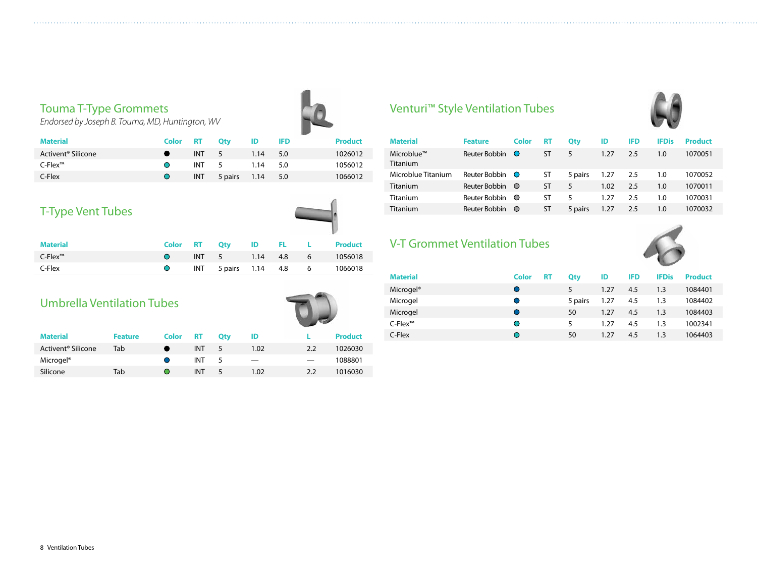## Touma T-Type Grommets

*Endorsed by Joseph B. Touma, MD, Huntington, WV*

| Material | Color | RT | Qty | ID | IFD | Product |
|---|---|---|---|---|---|---|
| Activent® Silicone | ● | INT | 5 | 1.14 | 5.0 | 1026012 |
| C-Flex™ | ● | INT | 5 | 1.14 | 5.0 | 1056012 |
| C-Flex | ● | INT | 5 pairs | 1.14 | 5.0 | 1066012 |

## T-Type Vent Tubes

| Material | Color | RT | Qty | ID | FL | L | Product |
|---|---|---|---|---|---|---|---|
| C-Flex™ | ● | INT | 5 | 1.14 | 4.8 | 6 | 1056018 |
| C-Flex | ● | INT | 5 pairs | 1.14 | 4.8 | 6 | 1066018 |

## Umbrella Ventilation Tubes

| Material | Feature | Color | RT | Qty | ID | L | Product |
|---|---|---|---|---|---|---|---|
| Activent® Silicone | Tab | ● | INT | 5 | 1.02 | 2.2 | 1026030 |
| Microgel® | | ● | INT | 5 | — | — | 1088801 |
| Silicone | Tab | ● | INT | 5 | 1.02 | 2.2 | 1016030 |

## Venturi™ Style Ventilation Tubes

| Material | Feature | Color | RT | Qty | ID | IFD | IFDis | Product |
|---|---|---|---|---|---|---|---|---|
| Microblue™ Titanium | Reuter Bobbin | ● | ST | 5 | 1.27 | 2.5 | 1.0 | 1070051 |
| Microblue Titanium | Reuter Bobbin | ● | ST | 5 pairs | 1.27 | 2.5 | 1.0 | 1070052 |
| Titanium | Reuter Bobbin | ● | ST | 5 | 1.02 | 2.5 | 1.0 | 1070011 |
| Titanium | Reuter Bobbin | ● | ST | 5 | 1.27 | 2.5 | 1.0 | 1070031 |
| Titanium | Reuter Bobbin | ● | ST | 5 pairs | 1.27 | 2.5 | 1.0 | 1070032 |

## V-T Grommet Ventilation Tubes

| Material | Color | RT | Qty | ID | IFD | IFDis | Product |
|---|---|---|---|---|---|---|---|
| Microgel® | ● | | 5 | 1.27 | 4.5 | 1.3 | 1084401 |
| Microgel | ● | | 5 pairs | 1.27 | 4.5 | 1.3 | 1084402 |
| Microgel | ● | | 50 | 1.27 | 4.5 | 1.3 | 1084403 |
| C-Flex™ | ● | | 5 | 1.27 | 4.5 | 1.3 | 1002341 |
| C-Flex | ● | | 50 | 1.27 | 4.5 | 1.3 | 1064403 |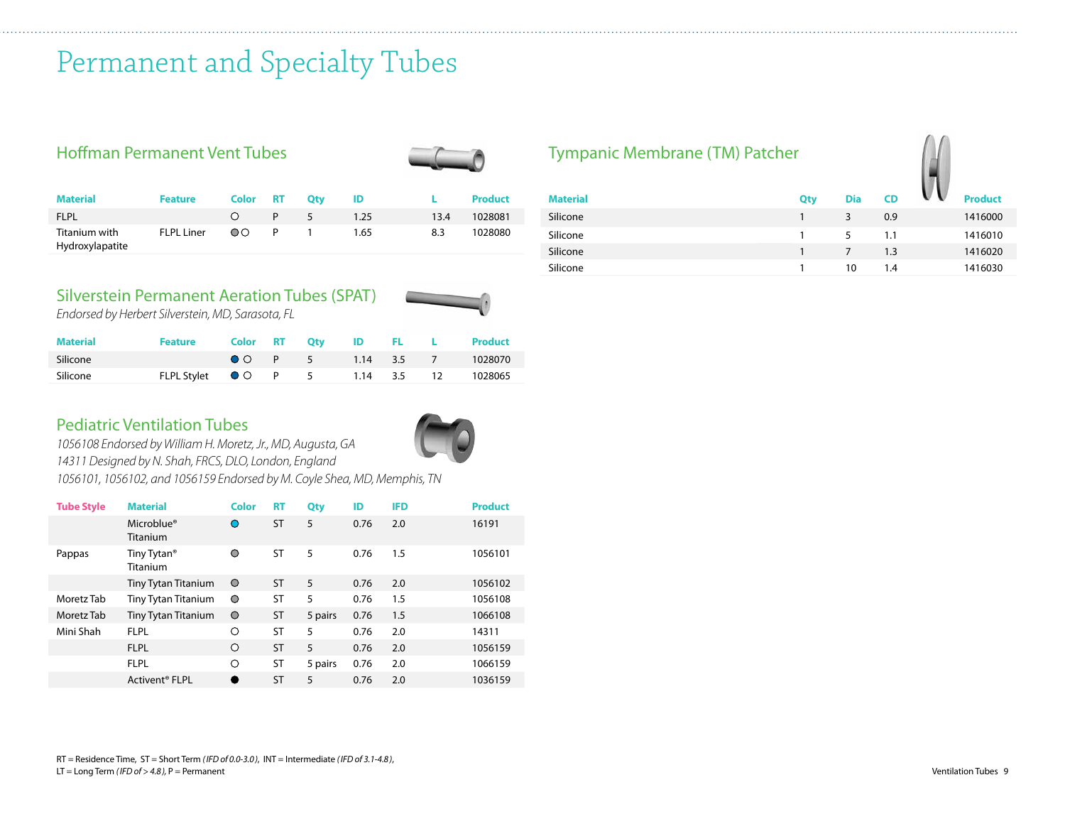# Permanent and Specialty Tubes

## Hoffman Permanent Vent Tubes

| Material | Feature | Color | RT | Qty | ID | L | Product |
|---|---|---|---|---|---|---|---|
| FLPL | | ○ | P | 5 | 1.25 | 13.4 | 1028081 |
| Titanium with Hydroxylapatite | FLPL Liner | ◎○ | P | 1 | 1.65 | 8.3 | 1028080 |

## Silverstein Permanent Aeration Tubes (SPAT)

*Endorsed by Herbert Silverstein, MD, Sarasota, FL*

| Material | Feature | Color | RT | Qty | ID | FL | L | Product |
|---|---|---|---|---|---|---|---|---|
| Silicone | | ●○ | P | 5 | 1.14 | 3.5 | 7 | 1028070 |
| Silicone | FLPL Stylet | ●○ | P | 5 | 1.14 | 3.5 | 12 | 1028065 |

## Pediatric Ventilation Tubes

*1056108 Endorsed by William H. Moretz, Jr., MD, Augusta, GA*
*14311 Designed by N. Shah, FRCS, DLO, London, England*
*1056101, 1056102, and 1056159 Endorsed by M. Coyle Shea, MD, Memphis, TN*

| Tube Style | Material | Color | RT | Qty | ID | IFD | Product |
|---|---|---|---|---|---|---|---|
| | Microblue® Titanium | ● | ST | 5 | 0.76 | 2.0 | 16191 |
| Pappas | Tiny Tytan® Titanium | ◎ | ST | 5 | 0.76 | 1.5 | 1056101 |
| | Tiny Tytan Titanium | ◎ | ST | 5 | 0.76 | 2.0 | 1056102 |
| Moretz Tab | Tiny Tytan Titanium | ◎ | ST | 5 | 0.76 | 1.5 | 1056108 |
| Moretz Tab | Tiny Tytan Titanium | ◎ | ST | 5 pairs | 0.76 | 1.5 | 1066108 |
| Mini Shah | FLPL | ○ | ST | 5 | 0.76 | 2.0 | 14311 |
| | FLPL | ○ | ST | 5 | 0.76 | 2.0 | 1056159 |
| | FLPL | ○ | ST | 5 pairs | 0.76 | 2.0 | 1066159 |
| | Activent® FLPL | ● | ST | 5 | 0.76 | 2.0 | 1036159 |

## Tympanic Membrane (TM) Patcher

| Material | Qty | Dia | CD | Product |
|---|---|---|---|---|
| Silicone | 1 | 3 | 0.9 | 1416000 |
| Silicone | 1 | 5 | 1.1 | 1416010 |
| Silicone | 1 | 7 | 1.3 | 1416020 |
| Silicone | 1 | 10 | 1.4 | 1416030 |

RT = Residence Time, ST = Short Term *(IFD of 0.0-3.0)*, INT = Intermediate *(IFD of 3.1-4.8)*,
LT = Long Term *(IFD of > 4.8)*, P = Permanent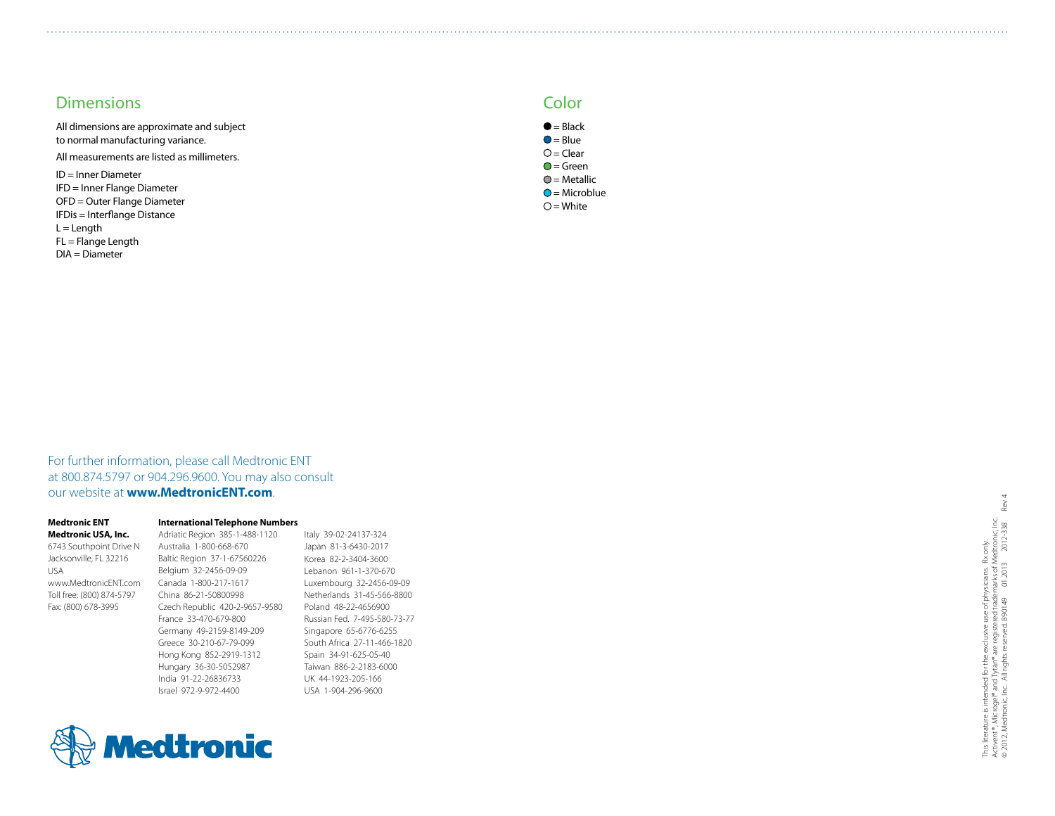## Dimensions

All dimensions are approximate and subject to normal manufacturing variance.

All measurements are listed as millimeters.

ID = Inner Diameter
IFD = Inner Flange Diameter
OFD = Outer Flange Diameter
IFDis = Interflange Distance
L = Length
FL = Flange Length
DIA = Diameter

## Color

● = Black
● = Blue
○ = Clear
● = Green
● = Metallic
● = Microblue
○ = White

For further information, please call Medtronic ENT at 800.874.5797 or 904.296.9600. You may also consult our website at **www.MedtronicENT.com**.

**Medtronic ENT**
**Medtronic USA, Inc.**
6743 Southpoint Drive N
Jacksonville, FL 32216
USA
www.MedtronicENT.com
Toll free: (800) 874-5797
Fax: (800) 678-3995

**International Telephone Numbers**

Adriatic Region 385-1-488-1120
Australia 1-800-668-670
Baltic Region 37-1-67560226
Belgium 32-2456-09-09
Canada 1-800-217-1617
China 86-21-50800998
Czech Republic 420-2-9657-9580
France 33-470-679-800
Germany 49-2159-8149-209
Greece 30-210-67-79-099
Hong Kong 852-2919-1312
Hungary 36-30-5052987
India 91-22-26836733
Israel 972-9-972-4400
Italy 39-02-24137-324
Japan 81-3-6430-2017
Korea 82-2-3404-3600
Lebanon 961-1-370-670
Luxembourg 32-2456-09-09
Netherlands 31-45-566-8800
Poland 48-22-4656900
Russian Fed. 7-495-580-73-77
Singapore 65-6776-6255
South Africa 27-11-466-1820
Spain 34-91-625-05-40
Taiwan 886-2-2183-6000
UK 44-1923-205-166
USA 1-904-296-9600

Medtronic

This literature is intended for the exclusive use of physicians. Rx only.
Activent®, Microgel® and Tytan® are registered trademarks of Medtronic, Inc.
© 2012, Medtronic, Inc. All rights reserved. 890149 01.2013 2012-338 Rev 4